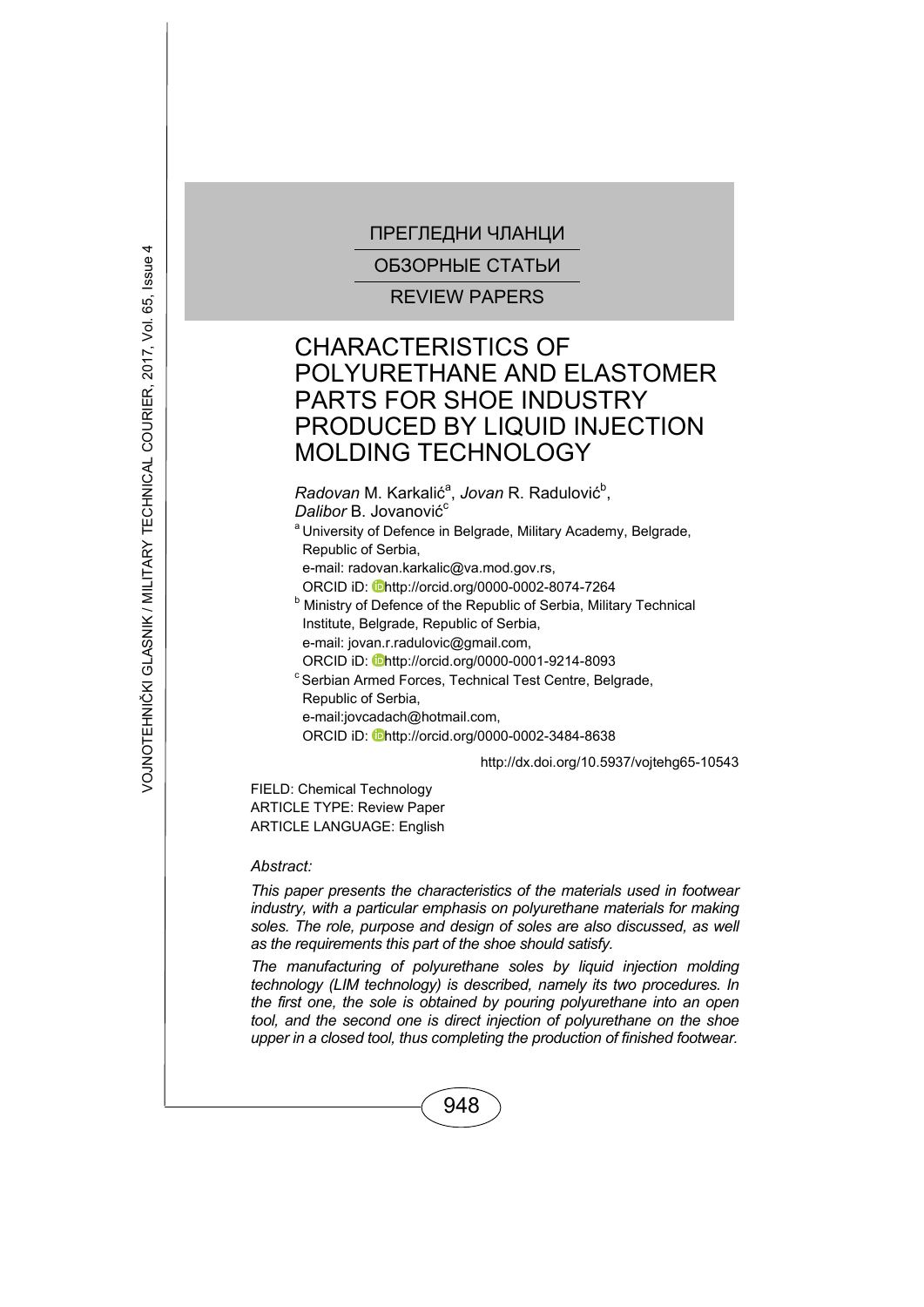ПРЕГЛЕДНИ ЧЛАНЦИ

ОБЗОРНЫЕ СТАТЬИ

REVIEW PAPERS

# CHARACTERISTICS OF POLYURETHANE AND ELASTOMER PARTS FOR SHOE INDUSTRY PRODUCED BY LIQUID INJECTION MOLDING TECHNOLOGY

*Radovan* M. Karkalić[a], *Jovan* R. Radulović[b], *Dalibor* B. Jovanović[c]

[a] University of Defence in Belgrade, Military Academy, Belgrade, Republic of Serbia,
e-mail: radovan.karkalic@va.mod.gov.rs,
ORCID iD: http://orcid.org/0000-0002-8074-7264

[b] Ministry of Defence of the Republic of Serbia, Military Technical Institute, Belgrade, Republic of Serbia,
e-mail: jovan.r.radulovic@gmail.com,
ORCID iD: http://orcid.org/0000-0001-9214-8093

[c] Serbian Armed Forces, Technical Test Centre, Belgrade, Republic of Serbia,
e-mail:jovcadach@hotmail.com,
ORCID iD: http://orcid.org/0000-0002-3484-8638

http://dx.doi.org/10.5937/vojtehg65-10543

FIELD: Chemical Technology
ARTICLE TYPE: Review Paper
ARTICLE LANGUAGE: English

*Abstract:*

*This paper presents the characteristics of the materials used in footwear industry, with a particular emphasis on polyurethane materials for making soles. The role, purpose and design of soles are also discussed, as well as the requirements this part of the shoe should satisfy.*

*The manufacturing of polyurethane soles by liquid injection molding technology (LIM technology) is described, namely its two procedures. In the first one, the sole is obtained by pouring polyurethane into an open tool, and the second one is direct injection of polyurethane on the shoe upper in a closed tool, thus completing the production of finished footwear.*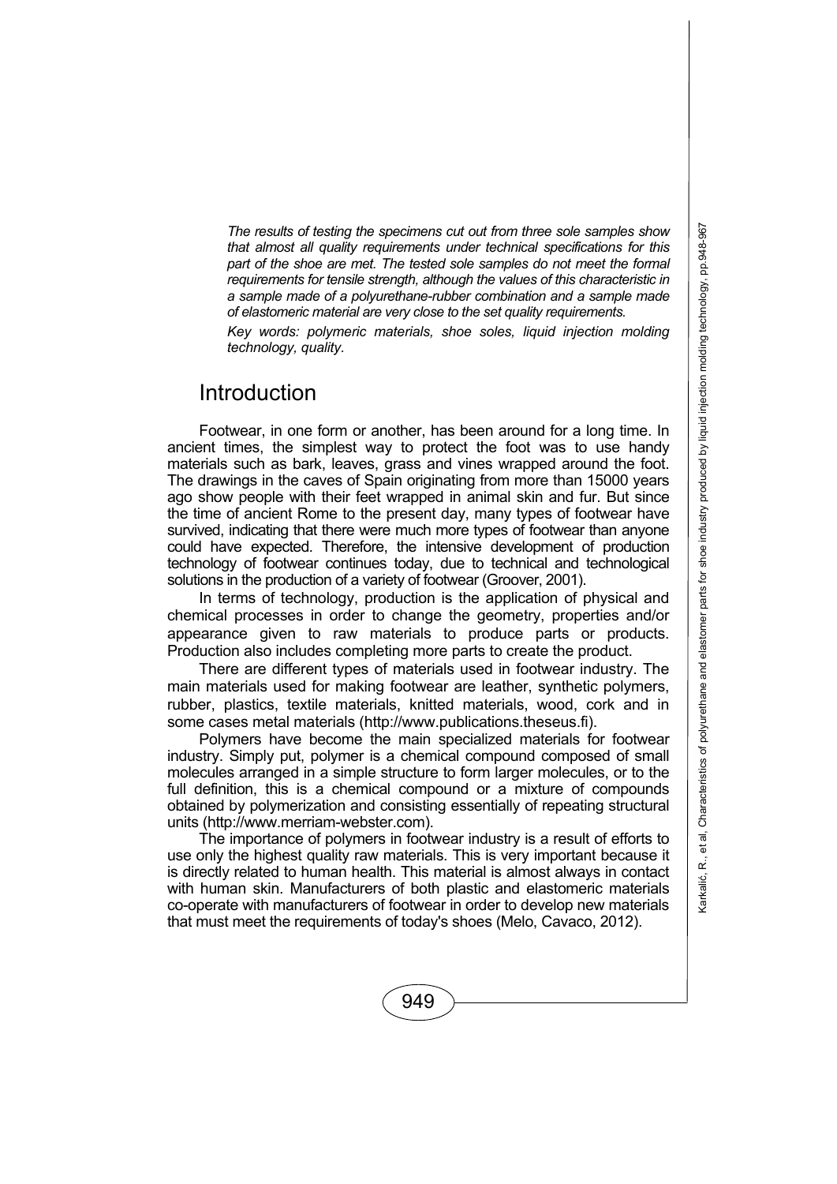*The results of testing the specimens cut out from three sole samples show that almost all quality requirements under technical specifications for this part of the shoe are met. The tested sole samples do not meet the formal requirements for tensile strength, although the values of this characteristic in a sample made of a polyurethane-rubber combination and a sample made of elastomeric material are very close to the set quality requirements.*

*Key words: polymeric materials, shoe soles, liquid injection molding technology, quality.*

## Introduction

Footwear, in one form or another, has been around for a long time. In ancient times, the simplest way to protect the foot was to use handy materials such as bark, leaves, grass and vines wrapped around the foot. The drawings in the caves of Spain originating from more than 15000 years ago show people with their feet wrapped in animal skin and fur. But since the time of ancient Rome to the present day, many types of footwear have survived, indicating that there were much more types of footwear than anyone could have expected. Therefore, the intensive development of production technology of footwear continues today, due to technical and technological solutions in the production of a variety of footwear (Groover, 2001).

In terms of technology, production is the application of physical and chemical processes in order to change the geometry, properties and/or appearance given to raw materials to produce parts or products. Production also includes completing more parts to create the product.

There are different types of materials used in footwear industry. The main materials used for making footwear are leather, synthetic polymers, rubber, plastics, textile materials, knitted materials, wood, cork and in some cases metal materials (http://www.publications.theseus.fi).

Polymers have become the main specialized materials for footwear industry. Simply put, polymer is a chemical compound composed of small molecules arranged in a simple structure to form larger molecules, or to the full definition, this is a chemical compound or a mixture of compounds obtained by polymerization and consisting essentially of repeating structural units (http://www.merriam-webster.com).

The importance of polymers in footwear industry is a result of efforts to use only the highest quality raw materials. This is very important because it is directly related to human health. This material is almost always in contact with human skin. Manufacturers of both plastic and elastomeric materials co-operate with manufacturers of footwear in order to develop new materials that must meet the requirements of today's shoes (Melo, Cavaco, 2012).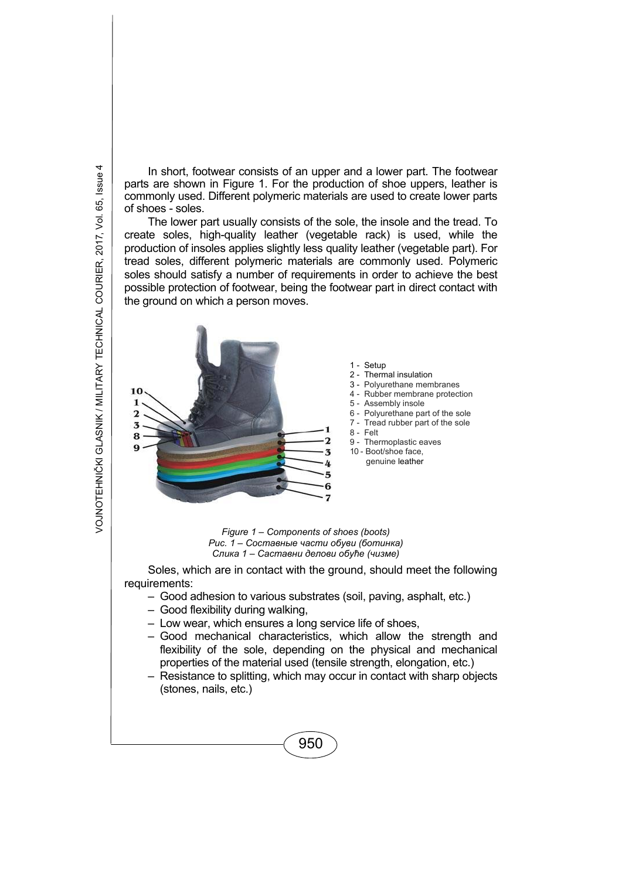In short, footwear consists of an upper and a lower part. The footwear parts are shown in Figure 1. For the production of shoe uppers, leather is commonly used. Different polymeric materials are used to create lower parts of shoes - soles.

The lower part usually consists of the sole, the insole and the tread. To create soles, high-quality leather (vegetable rack) is used, while the production of insoles applies slightly less quality leather (vegetable part). For tread soles, different polymeric materials are commonly used. Polymeric soles should satisfy a number of requirements in order to achieve the best possible protection of footwear, being the footwear part in direct contact with the ground on which a person moves.

1 - Setup
2 - Thermal insulation
3 - Polyurethane membranes
4 - Rubber membrane protection
5 - Assembly insole
6 - Polyurethane part of the sole
7 - Tread rubber part of the sole
8 - Felt
9 - Thermoplastic eaves
10 - Boot/shoe face, genuine leather

*Figure 1 – Components of shoes (boots)*
*Рис. 1 – Составные части обуви (ботинка)*
*Слика 1 – Саставни делови обуће (чизме)*

Soles, which are in contact with the ground, should meet the following requirements:

- Good adhesion to various substrates (soil, paving, asphalt, etc.)
- Good flexibility during walking,
- Low wear, which ensures a long service life of shoes,
- Good mechanical characteristics, which allow the strength and flexibility of the sole, depending on the physical and mechanical properties of the material used (tensile strength, elongation, etc.)
- Resistance to splitting, which may occur in contact with sharp objects (stones, nails, etc.)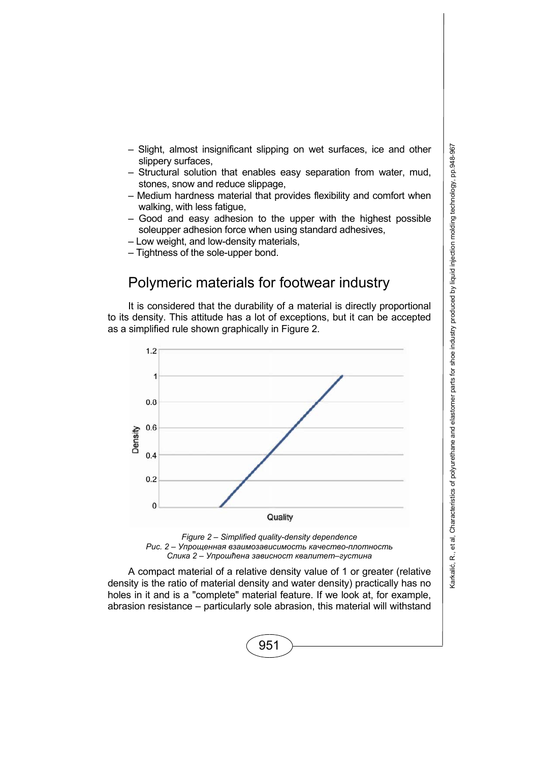– Slight, almost insignificant slipping on wet surfaces, ice and other slippery surfaces,
– Structural solution that enables easy separation from water, mud, stones, snow and reduce slippage,
– Medium hardness material that provides flexibility and comfort when walking, with less fatigue,
– Good and easy adhesion to the upper with the highest possible soleupper adhesion force when using standard adhesives,
– Low weight, and low-density materials,
– Tightness of the sole-upper bond.

## Polymeric materials for footwear industry

It is considered that the durability of a material is directly proportional to its density. This attitude has a lot of exceptions, but it can be accepted as a simplified rule shown graphically in Figure 2.

*Figure 2 – Simplified quality-density dependence*
*Рис. 2 – Упрощенная взаимозависимость качество-плотность*
*Слика 2 – Упрошћена зависност квалитет–густина*

A compact material of a relative density value of 1 or greater (relative density is the ratio of material density and water density) practically has no holes in it and is a "complete" material feature. If we look at, for example, abrasion resistance – particularly sole abrasion, this material will withstand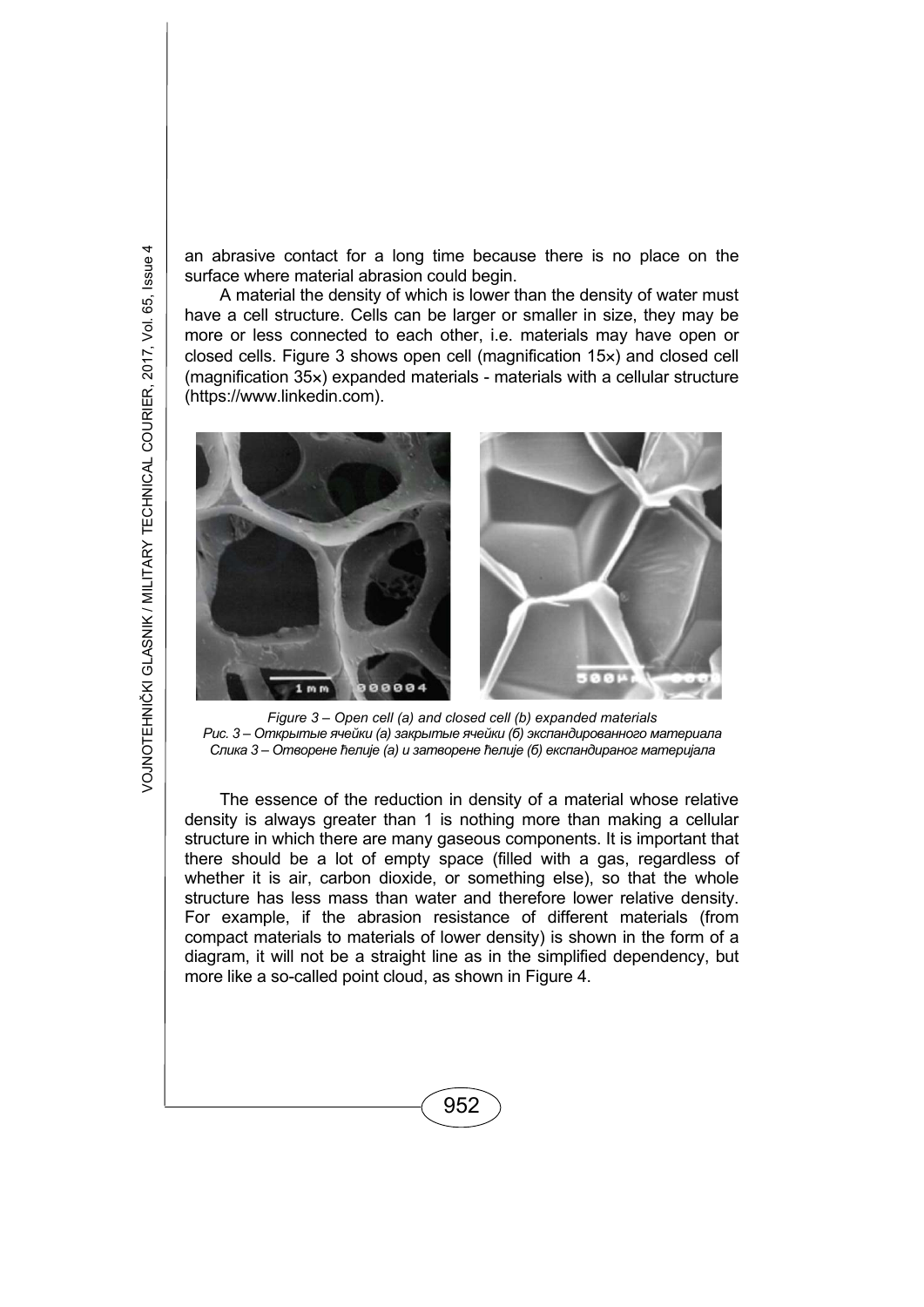an abrasive contact for a long time because there is no place on the surface where material abrasion could begin.

A material the density of which is lower than the density of water must have a cell structure. Cells can be larger or smaller in size, they may be more or less connected to each other, i.e. materials may have open or closed cells. Figure 3 shows open cell (magnification 15×) and closed cell (magnification 35×) expanded materials - materials with a cellular structure (https://www.linkedin.com).

*Figure 3 – Open cell (a) and closed cell (b) expanded materials*
*Рис. 3 – Открытые ячейки (а) закрытые ячейки (б) экспандированного материала*
*Слика 3 – Отворене ћелије (а) и затворене ћелије (б) експандираног материјала*

The essence of the reduction in density of a material whose relative density is always greater than 1 is nothing more than making a cellular structure in which there are many gaseous components. It is important that there should be a lot of empty space (filled with a gas, regardless of whether it is air, carbon dioxide, or something else), so that the whole structure has less mass than water and therefore lower relative density. For example, if the abrasion resistance of different materials (from compact materials to materials of lower density) is shown in the form of a diagram, it will not be a straight line as in the simplified dependency, but more like a so-called point cloud, as shown in Figure 4.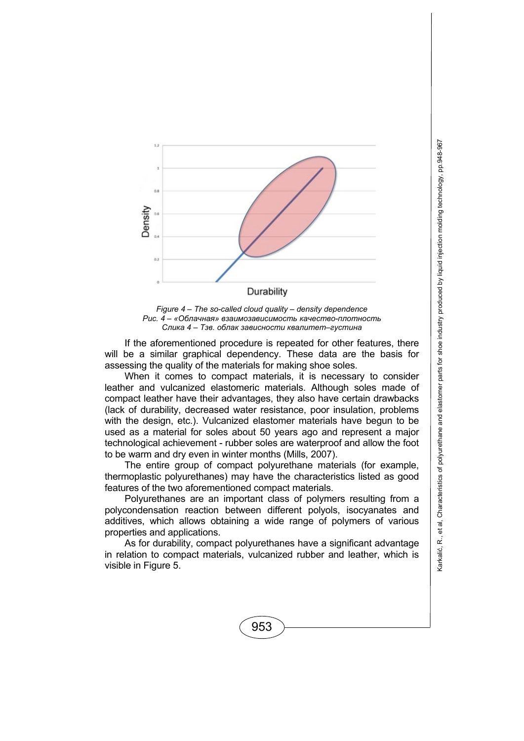*Figure 4 – The so-called cloud quality – density dependence*
*Рис. 4 – «Облачная» взаимозависимость качество-плотность*
*Слика 4 – Тзв. облак зависности квалитет–густина*

If the aforementioned procedure is repeated for other features, there will be a similar graphical dependency. These data are the basis for assessing the quality of the materials for making shoe soles.

When it comes to compact materials, it is necessary to consider leather and vulcanized elastomeric materials. Although soles made of compact leather have their advantages, they also have certain drawbacks (lack of durability, decreased water resistance, poor insulation, problems with the design, etc.). Vulcanized elastomer materials have begun to be used as a material for soles about 50 years ago and represent a major technological achievement - rubber soles are waterproof and allow the foot to be warm and dry even in winter months (Mills, 2007).

The entire group of compact polyurethane materials (for example, thermoplastic polyurethanes) may have the characteristics listed as good features of the two aforementioned compact materials.

Polyurethanes are an important class of polymers resulting from a polycondensation reaction between different polyols, isocyanates and additives, which allows obtaining a wide range of polymers of various properties and applications.

As for durability, compact polyurethanes have a significant advantage in relation to compact materials, vulcanized rubber and leather, which is visible in Figure 5.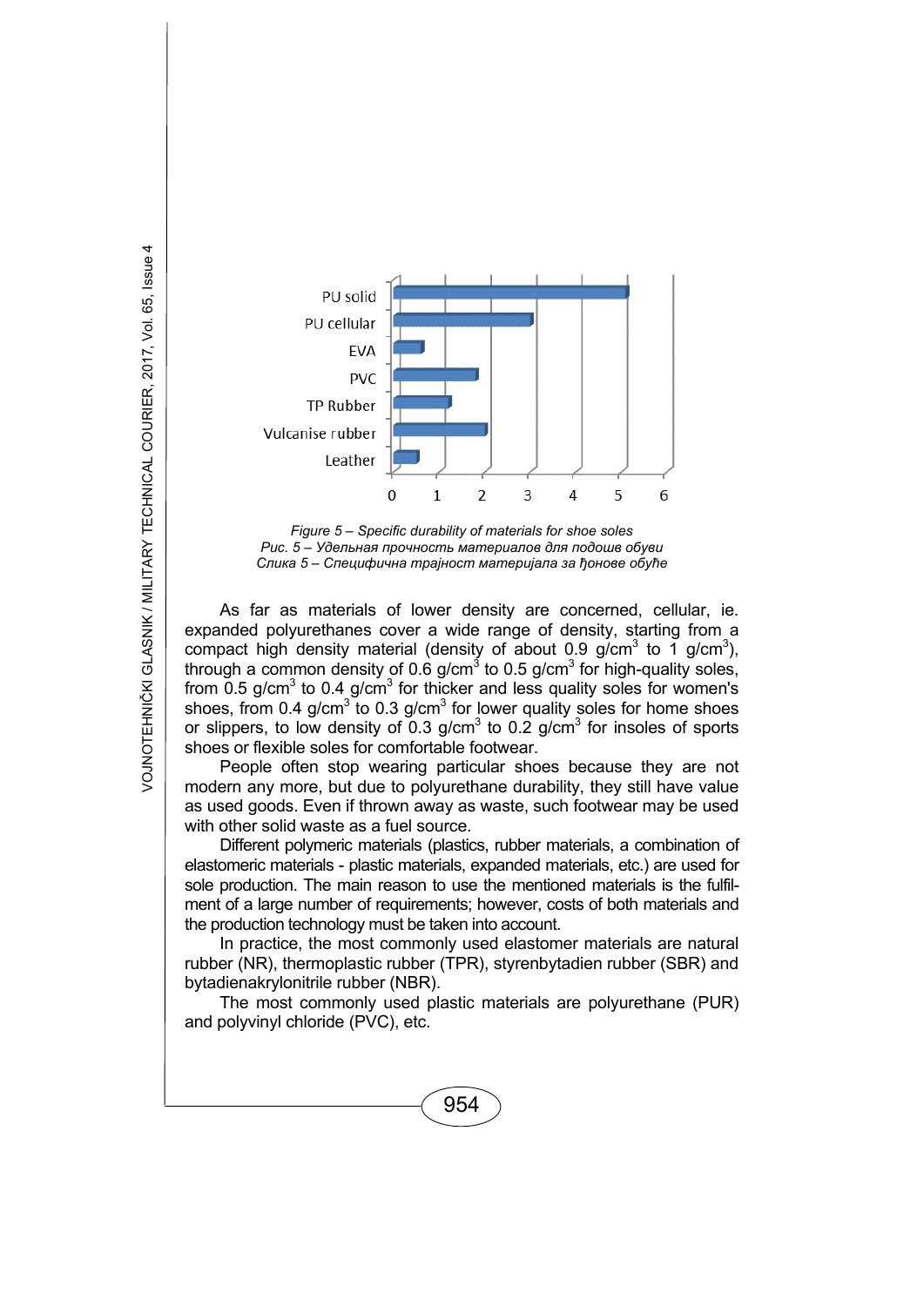Figure 5 – Specific durability of materials for shoe soles
Рис. 5 – Удельная прочность материалов для подошв обуви
Слика 5 – Специфична трајност материјала за ђонове обуће

As far as materials of lower density are concerned, cellular, ie. expanded polyurethanes cover a wide range of density, starting from a compact high density material (density of about 0.9 g/cm$^3$ to 1 g/cm$^3$), through a common density of 0.6 g/cm$^3$ to 0.5 g/cm$^3$ for high-quality soles, from 0.5 g/cm$^3$ to 0.4 g/cm$^3$ for thicker and less quality soles for women's shoes, from 0.4 g/cm$^3$ to 0.3 g/cm$^3$ for lower quality soles for home shoes or slippers, to low density of 0.3 g/cm$^3$ to 0.2 g/cm$^3$ for insoles of sports shoes or flexible soles for comfortable footwear.

People often stop wearing particular shoes because they are not modern any more, but due to polyurethane durability, they still have value as used goods. Even if thrown away as waste, such footwear may be used with other solid waste as a fuel source.

Different polymeric materials (plastics, rubber materials, a combination of elastomeric materials - plastic materials, expanded materials, etc.) are used for sole production. The main reason to use the mentioned materials is the fulfilment of a large number of requirements; however, costs of both materials and the production technology must be taken into account.

In practice, the most commonly used elastomer materials are natural rubber (NR), thermoplastic rubber (TPR), styrenbytadien rubber (SBR) and bytadienakrylonitrile rubber (NBR).

The most commonly used plastic materials are polyurethane (PUR) and polyvinyl chloride (PVC), etc.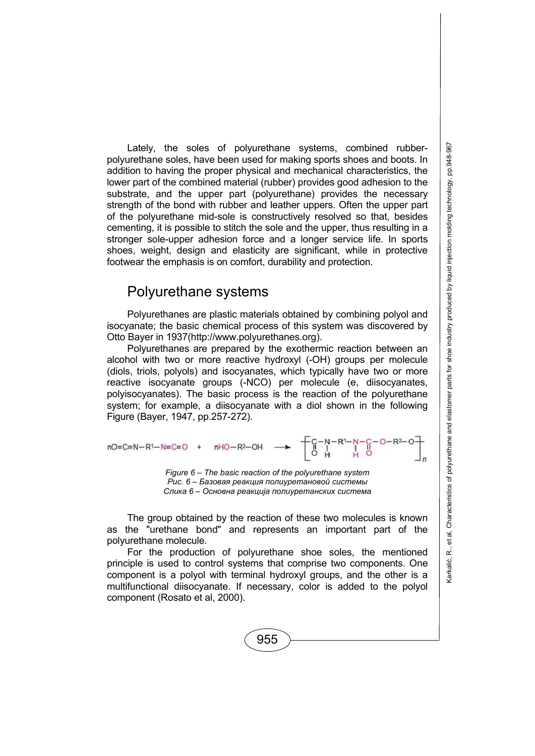Lately, the soles of polyurethane systems, combined rubber-polyurethane soles, have been used for making sports shoes and boots. In addition to having the proper physical and mechanical characteristics, the lower part of the combined material (rubber) provides good adhesion to the substrate, and the upper part (polyurethane) provides the necessary strength of the bond with rubber and leather uppers. Often the upper part of the polyurethane mid-sole is constructively resolved so that, besides cementing, it is possible to stitch the sole and the upper, thus resulting in a stronger sole-upper adhesion force and a longer service life. In sports shoes, weight, design and elasticity are significant, while in protective footwear the emphasis is on comfort, durability and protection.

## Polyurethane systems

Polyurethanes are plastic materials obtained by combining polyol and isocyanate; the basic chemical process of this system was discovered by Otto Bayer in 1937(http://www.polyurethanes.org).

Polyurethanes are prepared by the exothermic reaction between an alcohol with two or more reactive hydroxyl (-OH) groups per molecule (diols, triols, polyols) and isocyanates, which typically have two or more reactive isocyanate groups (-NCO) per molecule (e, diisocyanates, polyisocyanates). The basic process is the reaction of the polyurethane system; for example, a diisocyanate with a diol shown in the following Figure (Bayer, 1947, pp.257-272).

$$n\,O{=}C{=}N{-}R^1{-}N{=}C{=}O \;+\; n\,HO{-}R^2{-}OH \;\longrightarrow\; \left[ \underset{\underset{O}{\|}}{C}{-}\underset{\underset{H}{|}}{N}{-}R^1{-}\underset{\underset{H}{|}}{N}{-}\underset{\underset{O}{\|}}{C}{-}O{-}R^2{-}O \right]_n$$

*Figure 6 – The basic reaction of the polyurethane system*
*Рис. 6 – Базовая реакция полиуретановой системы*
*Слика 6 – Основна реакција полиуретанских система*

The group obtained by the reaction of these two molecules is known as the "urethane bond" and represents an important part of the polyurethane molecule.

For the production of polyurethane shoe soles, the mentioned principle is used to control systems that comprise two components. One component is a polyol with terminal hydroxyl groups, and the other is a multifunctional diisocyanate. If necessary, color is added to the polyol component (Rosato et al, 2000).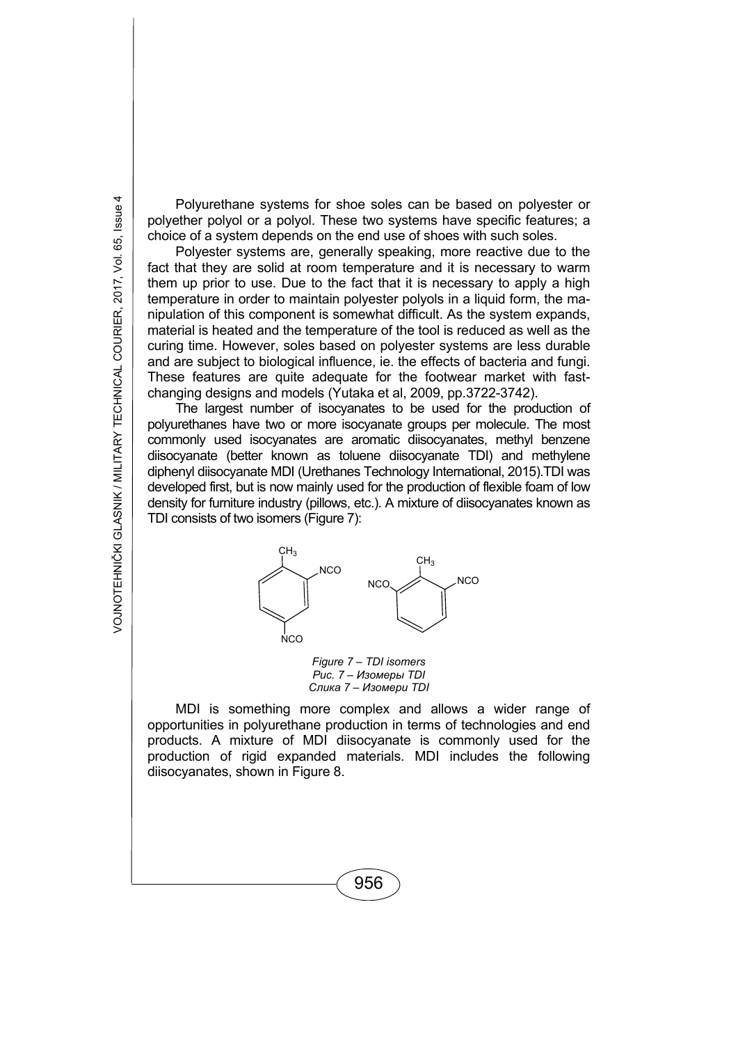Polyurethane systems for shoe soles can be based on polyester or polyether polyol or a polyol. These two systems have specific features; a choice of a system depends on the end use of shoes with such soles.

Polyester systems are, generally speaking, more reactive due to the fact that they are solid at room temperature and it is necessary to warm them up prior to use. Due to the fact that it is necessary to apply a high temperature in order to maintain polyester polyols in a liquid form, the manipulation of this component is somewhat difficult. As the system expands, material is heated and the temperature of the tool is reduced as well as the curing time. However, soles based on polyester systems are less durable and are subject to biological influence, ie. the effects of bacteria and fungi. These features are quite adequate for the footwear market with fast-changing designs and models (Yutaka et al, 2009, pp.3722-3742).

The largest number of isocyanates to be used for the production of polyurethanes have two or more isocyanate groups per molecule. The most commonly used isocyanates are aromatic diisocyanates, methyl benzene diisocyanate (better known as toluene diisocyanate TDI) and methylene diphenyl diisocyanate MDI (Urethanes Technology International, 2015).TDI was developed first, but is now mainly used for the production of flexible foam of low density for furniture industry (pillows, etc.). A mixture of diisocyanates known as TDI consists of two isomers (Figure 7):

*Figure 7 – TDI isomers*
*Рис. 7 – Изомеры TDI*
*Слика 7 – Изомери TDI*

MDI is something more complex and allows a wider range of opportunities in polyurethane production in terms of technologies and end products. A mixture of MDI diisocyanate is commonly used for the production of rigid expanded materials. MDI includes the following diisocyanates, shown in Figure 8.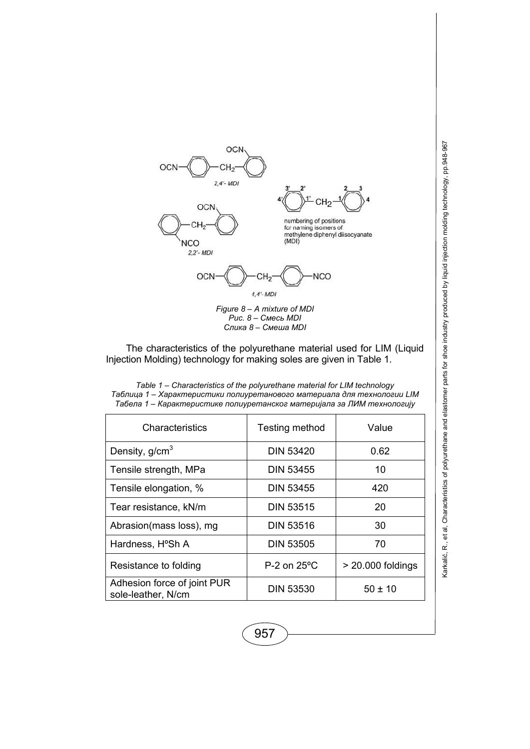*Figure 8 – A mixture of MDI*
*Рис. 8 – Смесь MDI*
*Слика 8 – Смеша MDI*

The characteristics of the polyurethane material used for LIM (Liquid Injection Molding) technology for making soles are given in Table 1.

*Table 1 – Characteristics of the polyurethane material for LIM technology*
*Таблица 1 – Характеристики полиуретанового материала для технологии LIM*
*Табела 1 – Карактеристике полиуретанског материјала за ЛИМ технологију*

| Characteristics | Testing method | Value |
|---|---|---|
| Density, g/cm$^3$ | DIN 53420 | 0.62 |
| Tensile strength, MPa | DIN 53455 | 10 |
| Tensile elongation, % | DIN 53455 | 420 |
| Tear resistance, kN/m | DIN 53515 | 20 |
| Abrasion(mass loss), mg | DIN 53516 | 30 |
| Hardness, HºSh A | DIN 53505 | 70 |
| Resistance to folding | P-2 on 25ºC | > 20.000 foldings |
| Adhesion force of joint PUR sole-leather, N/cm | DIN 53530 | 50 ± 10 |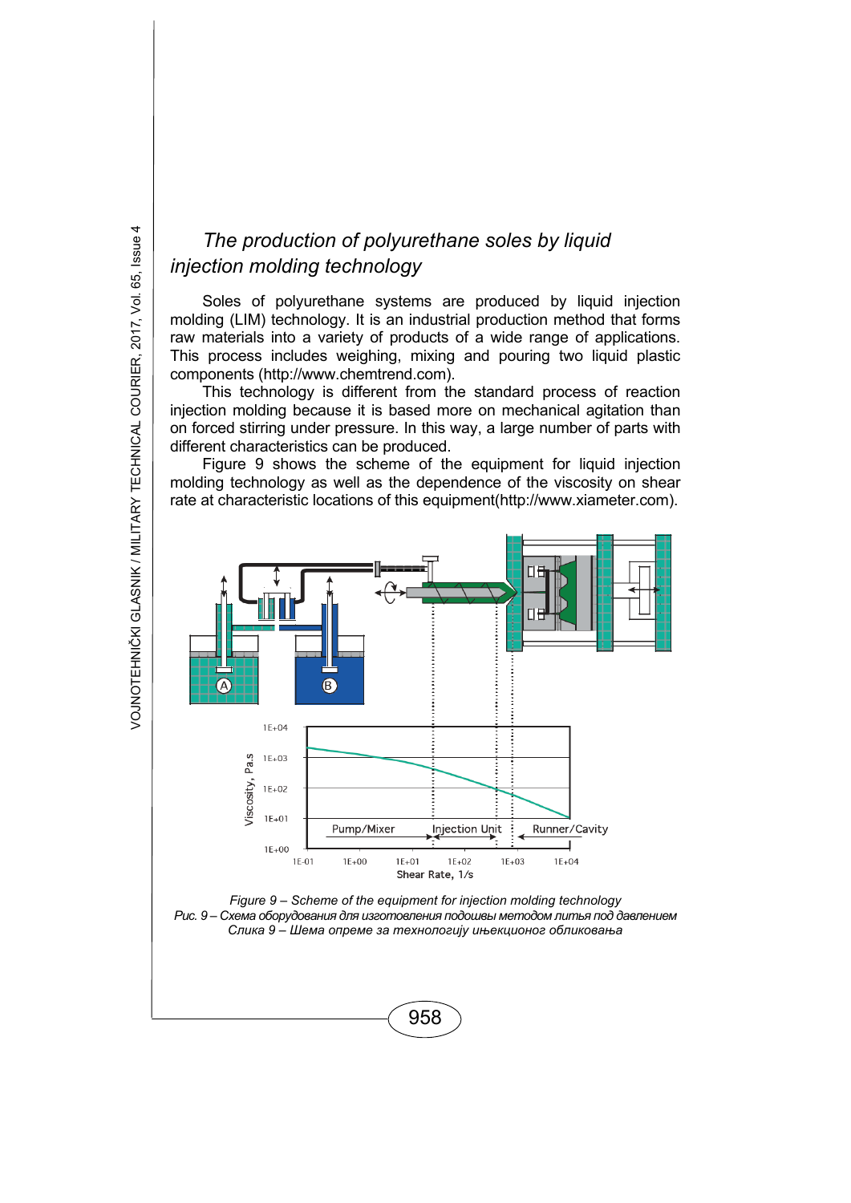## *The production of polyurethane soles by liquid injection molding technology*

Soles of polyurethane systems are produced by liquid injection molding (LIM) technology. It is an industrial production method that forms raw materials into a variety of products of a wide range of applications. This process includes weighing, mixing and pouring two liquid plastic components (http://www.chemtrend.com).

This technology is different from the standard process of reaction injection molding because it is based more on mechanical agitation than on forced stirring under pressure. In this way, a large number of parts with different characteristics can be produced.

Figure 9 shows the scheme of the equipment for liquid injection molding technology as well as the dependence of the viscosity on shear rate at characteristic locations of this equipment(http://www.xiameter.com).

*Figure 9 – Scheme of the equipment for injection molding technology*
*Рис. 9 – Схема оборудования для изготовления подошвы методом литья под давлением*
*Слика 9 – Шема опреме за технологију ињекционог обликовања*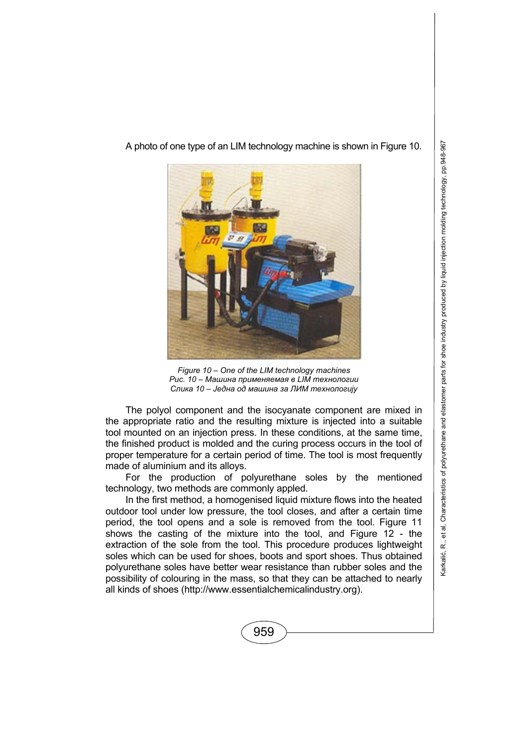A photo of one type of an LIM technology machine is shown in Figure 10.

*Figure 10 – One of the LIM technology machines*
*Рис. 10 – Машина применяемая в LIM технологии*
*Слика 10 – Једна од машина за ЛИМ технологију*

The polyol component and the isocyanate component are mixed in the appropriate ratio and the resulting mixture is injected into a suitable tool mounted on an injection press. In these conditions, at the same time, the finished product is molded and the curing process occurs in the tool of proper temperature for a certain period of time. The tool is most frequently made of aluminium and its alloys.

For the production of polyurethane soles by the mentioned technology, two methods are commonly appled.

In the first method, a homogenised liquid mixture flows into the heated outdoor tool under low pressure, the tool closes, and after a certain time period, the tool opens and a sole is removed from the tool. Figure 11 shows the casting of the mixture into the tool, and Figure 12 - the extraction of the sole from the tool. This procedure produces lightweight soles which can be used for shoes, boots and sport shoes. Thus obtained polyurethane soles have better wear resistance than rubber soles and the possibility of colouring in the mass, so that they can be attached to nearly all kinds of shoes (http://www.essentialchemicalindustry.org).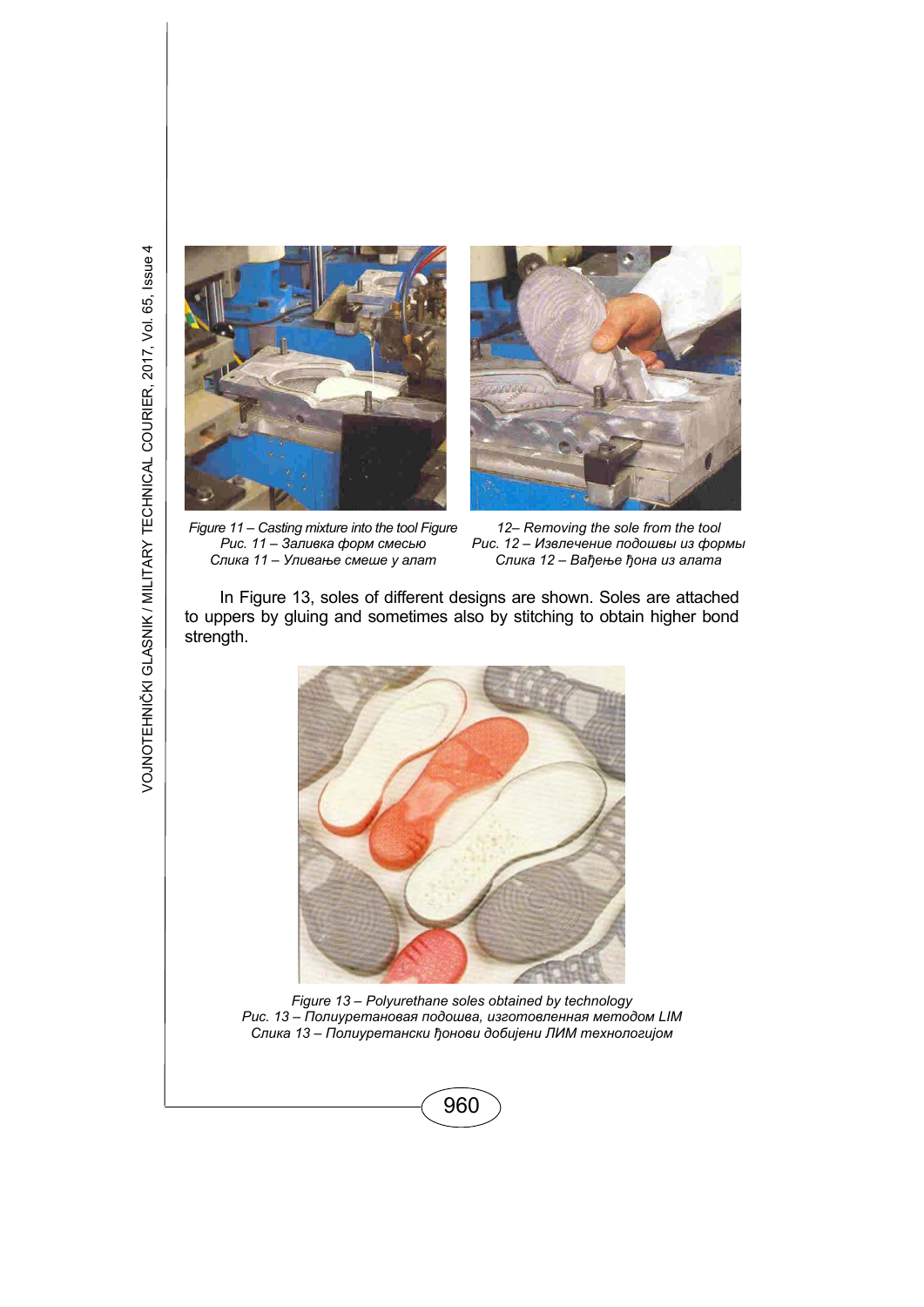Figure 11 – Casting mixture into the tool Figure
Рис. 11 – Заливка форм смесью
Слика 11 – Уливање смеше у алат

12– Removing the sole from the tool
Рис. 12 – Извлечение подошвы из формы
Слика 12 – Вађење ђона из алата

In Figure 13, soles of different designs are shown. Soles are attached to uppers by gluing and sometimes also by stitching to obtain higher bond strength.

Figure 13 – Polyurethane soles obtained by technology
Рис. 13 – Полиуретановая подошва, изготовленная методом LIM
Слика 13 – Полиуретански ђонови добијени ЛИМ технологијом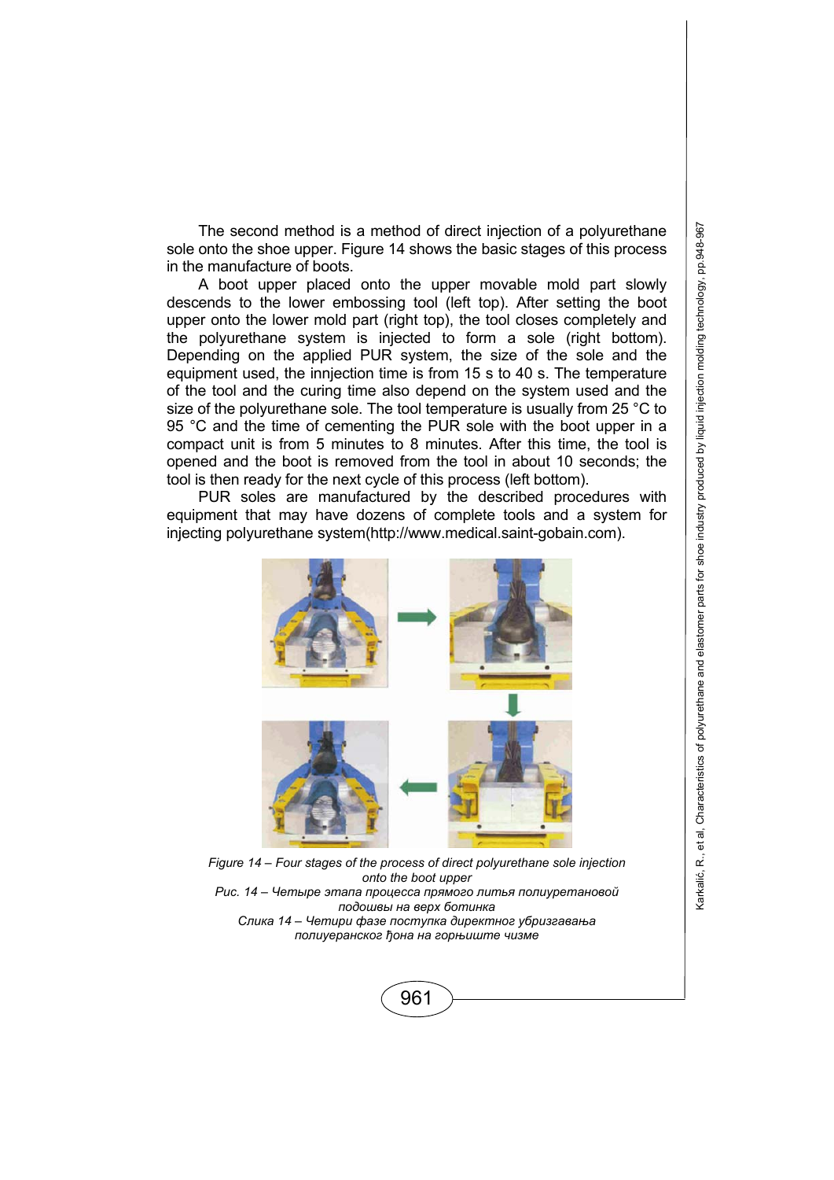The second method is a method of direct injection of a polyurethane sole onto the shoe upper. Figure 14 shows the basic stages of this process in the manufacture of boots.

A boot upper placed onto the upper movable mold part slowly descends to the lower embossing tool (left top). After setting the boot upper onto the lower mold part (right top), the tool closes completely and the polyurethane system is injected to form a sole (right bottom). Depending on the applied PUR system, the size of the sole and the equipment used, the innjection time is from 15 s to 40 s. The temperature of the tool and the curing time also depend on the system used and the size of the polyurethane sole. The tool temperature is usually from 25 °C to 95 °C and the time of cementing the PUR sole with the boot upper in a compact unit is from 5 minutes to 8 minutes. After this time, the tool is opened and the boot is removed from the tool in about 10 seconds; the tool is then ready for the next cycle of this process (left bottom).

PUR soles are manufactured by the described procedures with equipment that may have dozens of complete tools and a system for injecting polyurethane system(http://www.medical.saint-gobain.com).

*Figure 14 – Four stages of the process of direct polyurethane sole injection onto the boot upper*
*Рис. 14 – Четыре этапа процесса прямого литья полиуретановой подошвы на верх ботинка*
*Слика 14 – Четири фазе поступка директног убризгавања полиуеранског ђона на горњиште чизме*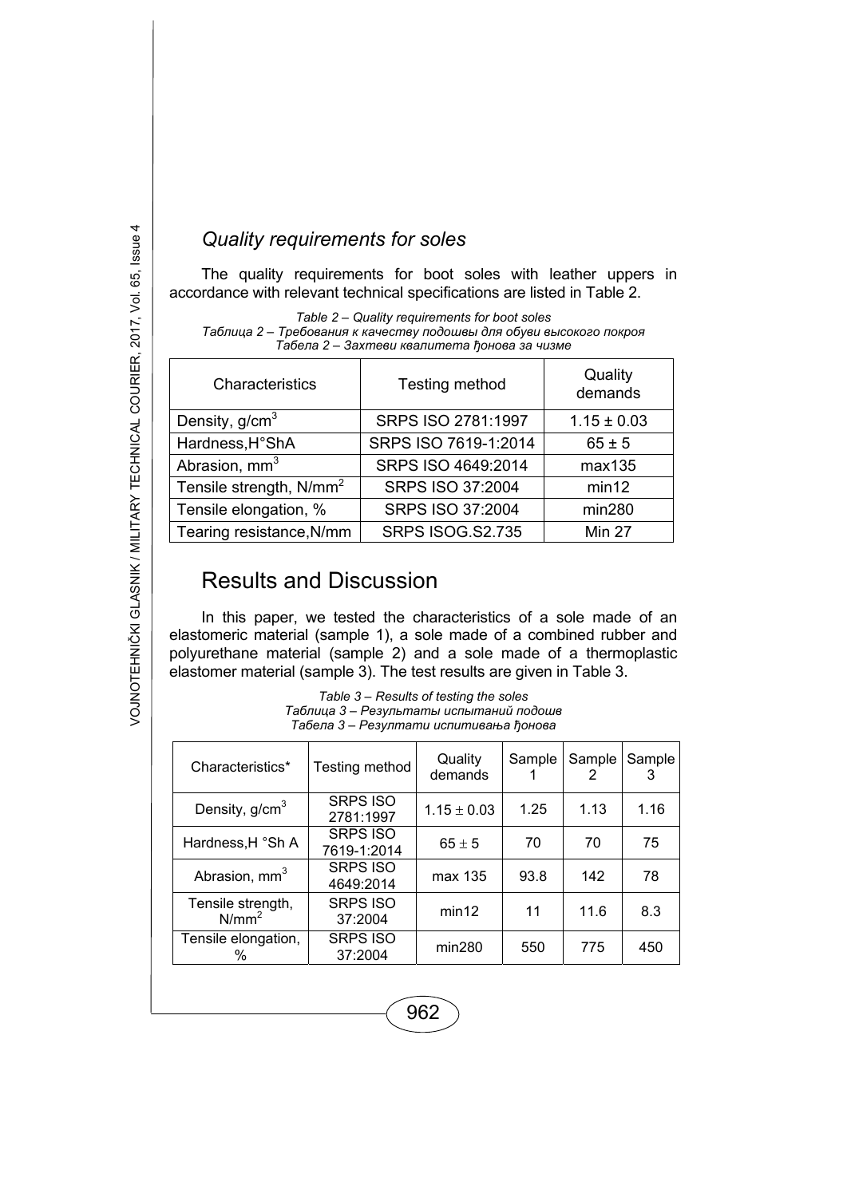### *Quality requirements for soles*

The quality requirements for boot soles with leather uppers in accordance with relevant technical specifications are listed in Table 2.

*Table 2 – Quality requirements for boot soles*
*Таблица 2 – Требования к качеству подошвы для обуви высокого покроя*
*Табела 2 – Захтеви квалитета ђонова за чизме*

| Characteristics | Testing method | Quality demands |
|---|---|---|
| Density, g/cm$^3$ | SRPS ISO 2781:1997 | 1.15 ± 0.03 |
| Hardness,H°ShA | SRPS ISO 7619-1:2014 | 65 ± 5 |
| Abrasion, mm$^3$ | SRPS ISO 4649:2014 | max135 |
| Tensile strength, N/mm$^2$ | SRPS ISO 37:2004 | min12 |
| Tensile elongation, % | SRPS ISO 37:2004 | min280 |
| Tearing resistance,N/mm | SRPS ISOG.S2.735 | Min 27 |

## Results and Discussion

In this paper, we tested the characteristics of a sole made of an elastomeric material (sample 1), a sole made of a combined rubber and polyurethane material (sample 2) and a sole made of a thermoplastic elastomer material (sample 3). The test results are given in Table 3.

*Table 3 – Results of testing the soles*
*Таблица 3 – Результаты испытаний подош*
*Табела 3 – Резултати испитивања ђонова*

| Characteristics* | Testing method | Quality demands | Sample 1 | Sample 2 | Sample 3 |
|---|---|---|---|---|---|
| Density, g/cm$^3$ | SRPS ISO 2781:1997 | 1.15 ± 0.03 | 1.25 | 1.13 | 1.16 |
| Hardness,H °Sh A | SRPS ISO 7619-1:2014 | 65 ± 5 | 70 | 70 | 75 |
| Abrasion, mm$^3$ | SRPS ISO 4649:2014 | max 135 | 93.8 | 142 | 78 |
| Tensile strength, N/mm$^2$ | SRPS ISO 37:2004 | min12 | 11 | 11.6 | 8.3 |
| Tensile elongation, % | SRPS ISO 37:2004 | min280 | 550 | 775 | 450 |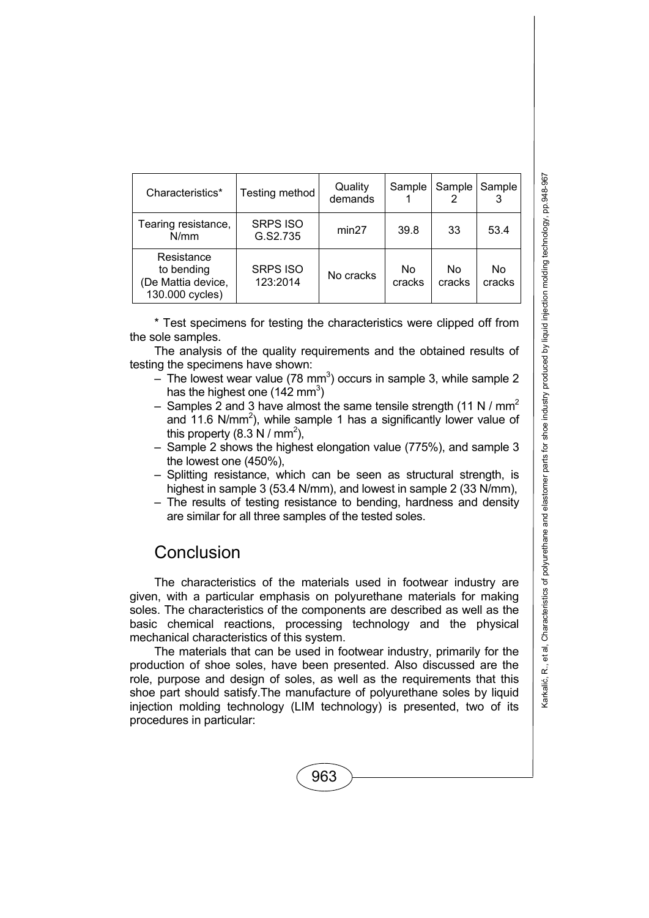| Characteristics* | Testing method | Quality demands | Sample 1 | Sample 2 | Sample 3 |
|---|---|---|---|---|---|
| Tearing resistance, N/mm | SRPS ISO G.S2.735 | min27 | 39.8 | 33 | 53.4 |
| Resistance to bending (De Mattia device, 130.000 cycles) | SRPS ISO 123:2014 | No cracks | No cracks | No cracks | No cracks |

* Test specimens for testing the characteristics were clipped off from the sole samples.

The analysis of the quality requirements and the obtained results of testing the specimens have shown:

- The lowest wear value (78 $mm^3$) occurs in sample 3, while sample 2 has the highest one (142 $mm^3$)
- Samples 2 and 3 have almost the same tensile strength (11 N / $mm^2$ and 11.6 N/$mm^2$), while sample 1 has a significantly lower value of this property (8.3 N / $mm^2$),
- Sample 2 shows the highest elongation value (775%), and sample 3 the lowest one (450%),
- Splitting resistance, which can be seen as structural strength, is highest in sample 3 (53.4 N/mm), and lowest in sample 2 (33 N/mm),
- The results of testing resistance to bending, hardness and density are similar for all three samples of the tested soles.

## Conclusion

The characteristics of the materials used in footwear industry are given, with a particular emphasis on polyurethane materials for making soles. The characteristics of the components are described as well as the basic chemical reactions, processing technology and the physical mechanical characteristics of this system.

The materials that can be used in footwear industry, primarily for the production of shoe soles, have been presented. Also discussed are the role, purpose and design of soles, as well as the requirements that this shoe part should satisfy.The manufacture of polyurethane soles by liquid injection molding technology (LIM technology) is presented, two of its procedures in particular: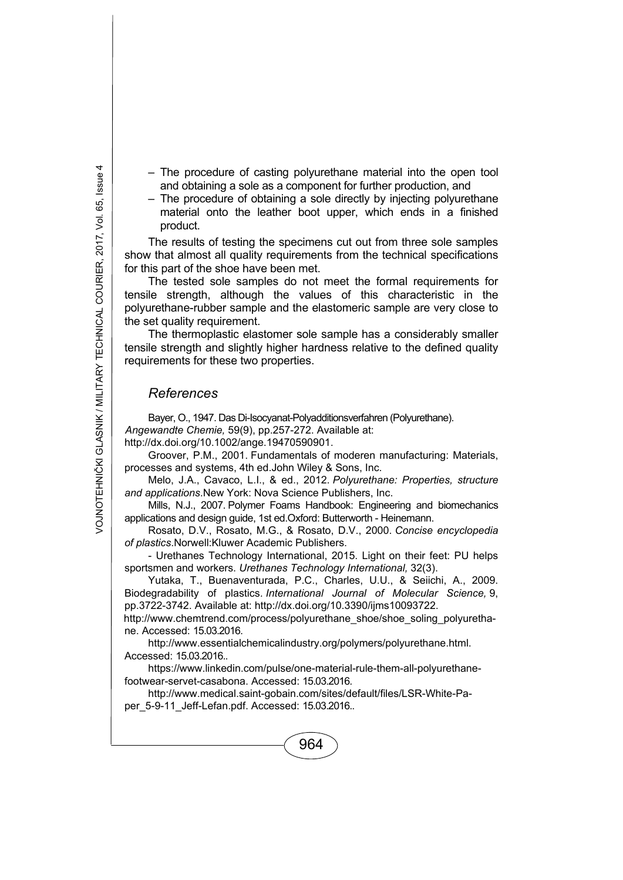- The procedure of casting polyurethane material into the open tool and obtaining a sole as a component for further production, and
- The procedure of obtaining a sole directly by injecting polyurethane material onto the leather boot upper, which ends in a finished product.

The results of testing the specimens cut out from three sole samples show that almost all quality requirements from the technical specifications for this part of the shoe have been met.

The tested sole samples do not meet the formal requirements for tensile strength, although the values of this characteristic in the polyurethane-rubber sample and the elastomeric sample are very close to the set quality requirement.

The thermoplastic elastomer sole sample has a considerably smaller tensile strength and slightly higher hardness relative to the defined quality requirements for these two properties.

## *References*

Bayer, O., 1947. Das Di-Isocyanat-Polyadditionsverfahren (Polyurethane). *Angewandte Chemie,* 59(9), pp.257-272. Available at: http://dx.doi.org/10.1002/ange.19470590901.

Groover, P.M., 2001. Fundamentals of moderen manufacturing: Materials, processes and systems, 4th ed.John Wiley & Sons, Inc.

Melo, J.A., Cavaco, L.I., & ed., 2012. *Polyurethane: Properties, structure and applications*.New York: Nova Science Publishers, Inc.

Mills, N.J., 2007. Polymer Foams Handbook: Engineering and biomechanics applications and design guide, 1st ed.Oxford: Butterworth - Heinemann.

Rosato, D.V., Rosato, M.G., & Rosato, D.V., 2000. *Concise encyclopedia of plastics*.Norwell:Kluwer Academic Publishers.

- Urethanes Technology International, 2015. Light on their feet: PU helps sportsmen and workers. *Urethanes Technology International,* 32(3).

Yutaka, T., Buenaventurada, P.C., Charles, U.U., & Seiichi, A., 2009. Biodegradability of plastics. *International Journal of Molecular Science,* 9, pp.3722-3742. Available at: http://dx.doi.org/10.3390/ijms10093722.

http://www.chemtrend.com/process/polyurethane_shoe/shoe_soling_polyurethane. Accessed: 15.03.2016.

http://www.essentialchemicalindustry.org/polymers/polyurethane.html. Accessed: 15.03.2016..

https://www.linkedin.com/pulse/one-material-rule-them-all-polyurethane-footwear-servet-casabona. Accessed: 15.03.2016.

http://www.medical.saint-gobain.com/sites/default/files/LSR-White-Paper_5-9-11_Jeff-Lefan.pdf. Accessed: 15.03.2016..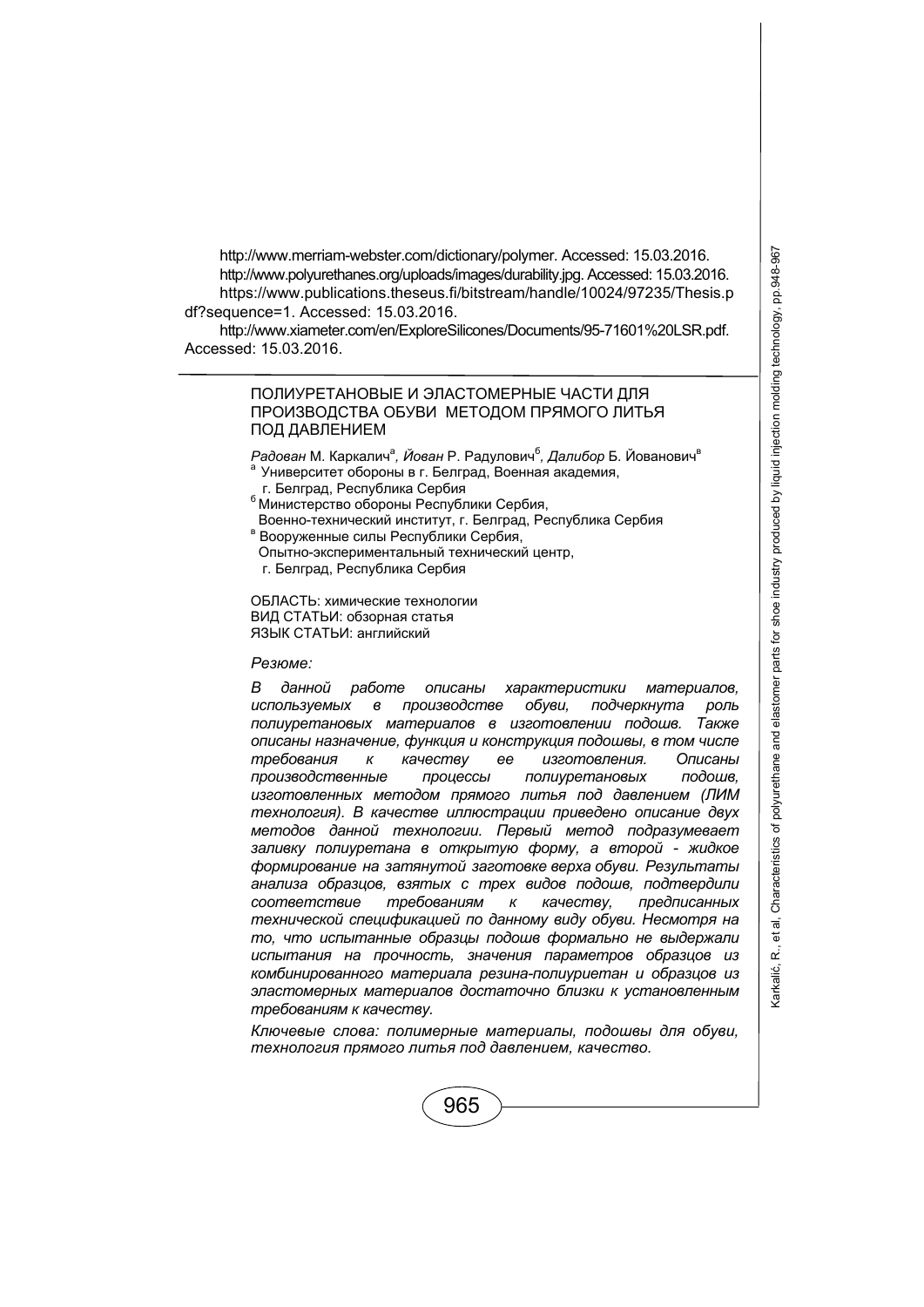http://www.merriam-webster.com/dictionary/polymer. Accessed: 15.03.2016.

http://www.polyurethanes.org/uploads/images/durability.jpg. Accessed: 15.03.2016.

https://www.publications.theseus.fi/bitstream/handle/10024/97235/Thesis.pdf?sequence=1. Accessed: 15.03.2016.

http://www.xiameter.com/en/ExploreSilicones/Documents/95-71601%20LSR.pdf. Accessed: 15.03.2016.

---

## ПОЛИУРЕТАНОВЫЕ И ЭЛАСТОМЕРНЫЕ ЧАСТИ ДЛЯ ПРОИЗВОДСТВА ОБУВИ МЕТОДОМ ПРЯМОГО ЛИТЬЯ ПОД ДАВЛЕНИЕМ

*Радован* М. Каркалич[а], *Йован* Р. Радулович[б], *Далибор* Б. Йованович[в]

[а] Университет обороны в г. Белград, Военная академия, г. Белград, Республика Сербия

[б] Министерство обороны Республики Сербия, Военно-технический институт, г. Белград, Республика Сербия

[в] Вооруженные силы Республики Сербия, Опытно-экспериментальный технический центр, г. Белград, Республика Сербия

ОБЛАСТЬ: химические технологии
ВИД СТАТЬИ: обзорная статья
ЯЗЫК СТАТЬИ: английский

*Резюме:*

*В данной работе описаны характеристики материалов, используемых в производстве обуви, подчеркнута роль полиуретановых материалов в изготовлении подошв. Также описаны назначение, функция и конструкция подошвы, в том числе требования к качеству ее изготовления. Описаны производственные процессы полиуретановых подошв, изготовленных методом прямого литья под давлением (ЛИМ технология). В качестве иллюстрации приведено описание двух методов данной технологии. Первый метод подразумевает заливку полиуретана в открытую форму, а второй - жидкое формирование на затянутой заготовке верха обуви. Результаты анализа образцов, взятых с трех видов подошв, подтвердили соответствие требованиям к качеству, предписанных технической спецификацией по данному виду обуви. Несмотря на то, что испытанные образцы подошв формально не выдержали испытания на прочность, значения параметров образцов из комбинированного материала резина-полиуриетан и образцов из эластомерных материалов достаточно близки к установленным требованиям к качеству.*

*Ключевые слова: полимерные материалы, подошвы для обуви, технология прямого литья под давлением, качество.*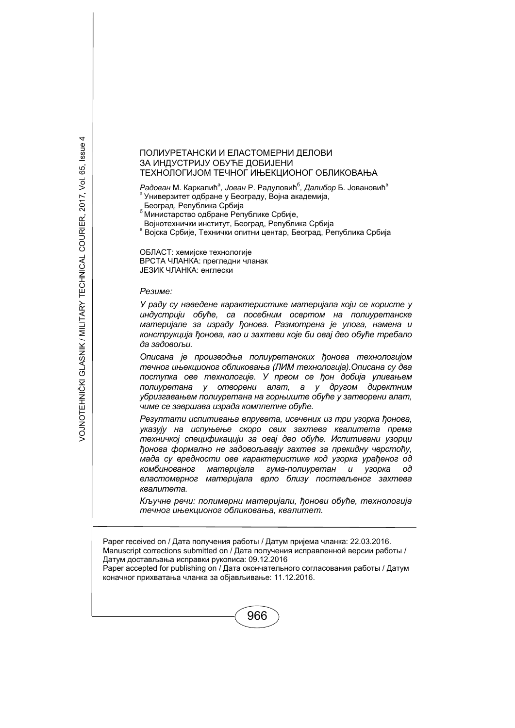# ПОЛИУРЕТАНСКИ И ЕЛАСТОМЕРНИ ДЕЛОВИ ЗА ИНДУСТРИЈУ ОБУЋЕ ДОБИЈЕНИ ТЕХНОЛОГИЈОМ ТЕЧНОГ ИЊЕКЦИОНОГ ОБЛИКОВАЊА

*Радован* М. Каркалић[а], *Јован* Р. Радуловић[б], *Далибор* Б. Јовановић[в]

[а] Универзитет одбране у Београду, Војна академија, Београд, Република Србија

[б] Министарство одбране Републике Србије, Војнотехнички институт, Београд, Република Србија

[в] Војска Србије, Технички опитни центар, Београд, Република Србија

ОБЛАСТ: хемијске технологије
ВРСТА ЧЛАНКА: прегледни чланак
ЈЕЗИК ЧЛАНКА: енглески

*Резиме:*

*У раду су наведене карактеристике материјала који се користе у индустрији обуће, са посебним освртом на полиуретанске материјале за израду ђонова. Размотрена је улога, намена и конструкција ђонова, као и захтеви које би овај део обуће требало да задовољи.*

*Описана је производња полиуретанских ђонова технологијом течног ињекционог обликовања (ЛИМ технологија).Описана су два поступка ове технологије. У првом се ђон добија уливањем полиуретана у отворени алат, а у другом директним убризгавањем полиуретана на горњиште обуће у затворени алат, чиме се завршава израда комплетне обуће.*

*Резултати испитивања епрувета, исечених из три узорка ђонова, указују на испуњење скоро свих захтева квалитета према техничкој спецификацији за овај део обуће. Испитивани узорци ђонова формално не задовољавају захтев за прекидну чврстоћу, мада су вредности ове карактеристике код узорка урађеног од комбинованог материјала гума-полиуретан и узорка од еластомерног материјала врло близу постављеног захтева квалитета.*

*Кључне речи: полимерни материјали, ђонови обуће, технологија течног ињекционог обликовања, квалитет.*

---

Paper received on / Дата получения работы / Датум пријема чланка: 22.03.2016.
Manuscript corrections submitted on / Дата получения исправленной версии работы / Датум достављања исправки рукописа: 09.12.2016
Paper accepted for publishing on / Дата окончательного согласования работы / Датум коначног прихватања чланка за објављивање: 11.12.2016.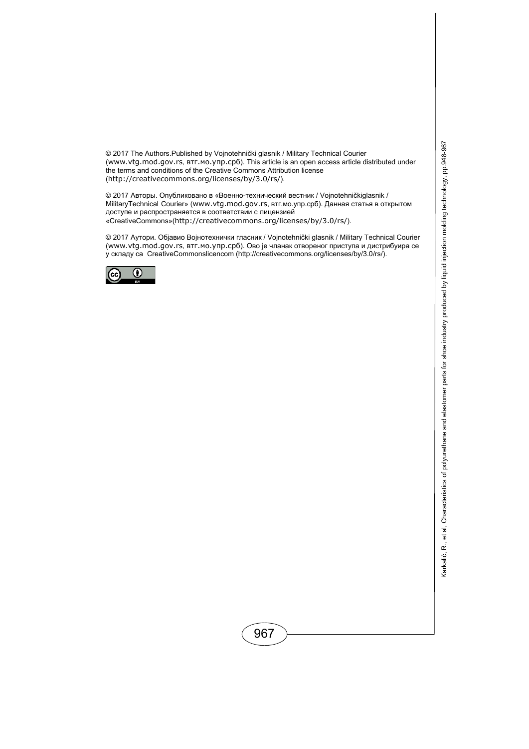© 2017 The Authors.Published by Vojnotehnički glasnik / Military Technical Courier (www.vtg.mod.gov.rs, втг.мо.упр.срб). This article is an open access article distributed under the terms and conditions of the Creative Commons Attribution license (http://creativecommons.org/licenses/by/3.0/rs/).

© 2017 Авторы. Опубликовано в «Военно-технический вестник / Vojnotehničkiglasnik / MilitaryTechnical Courier» (www.vtg.mod.gov.rs, втг.мо.упр.срб). Данная статья в открытом доступе и распространяется в соответствии с лицензией «CreativeCommons»(http://creativecommons.org/licenses/by/3.0/rs/).

© 2017 Аутори. Објавио Војнотехнички гласник / Vojnotehnički glasnik / Military Technical Courier (www.vtg.mod.gov.rs, втг.мо.упр.срб). Ово је чланак отвореног приступа и дистрибуира се у складу са CreativeCommonslicencom (http://creativecommons.org/licenses/by/3.0/rs/).